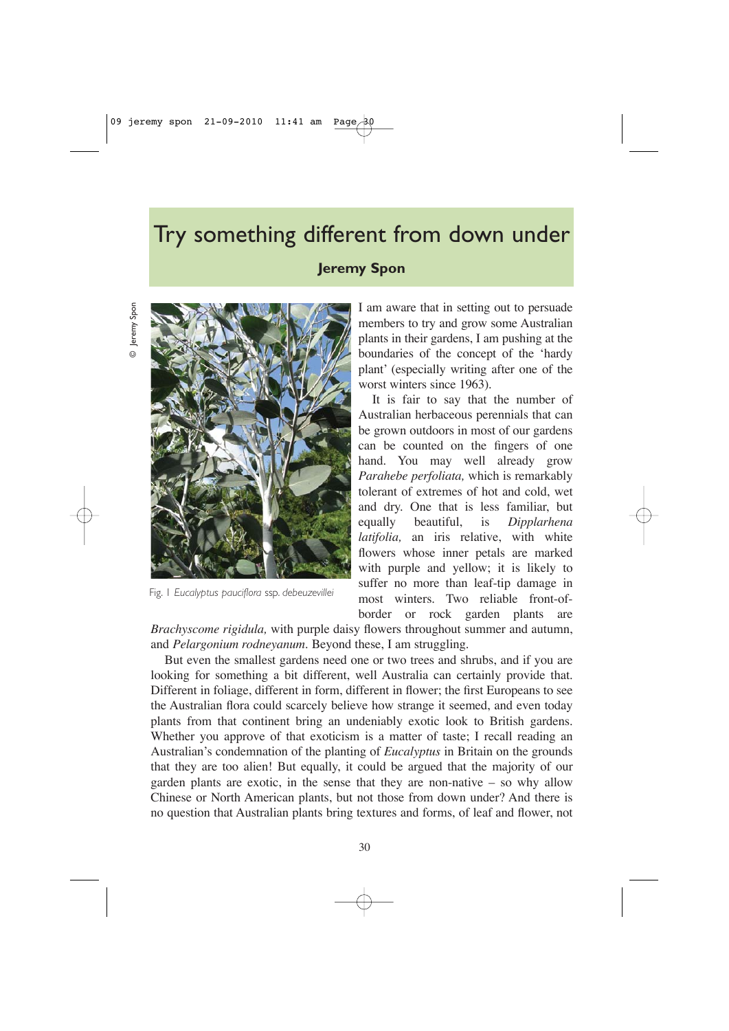# Try something different from down under

**Jeremy Spon**

Fig. 1 *Eucalyptus pauciflora* ssp. *debeuzevillei*

I am aware that in setting out to persuade members to try and grow some Australian plants in their gardens, I am pushing at the boundaries of the concept of the 'hardy plant' (especially writing after one of the worst winters since 1963).

It is fair to say that the number of Australian herbaceous perennials that can be grown outdoors in most of our gardens can be counted on the fingers of one hand. You may well already grow *Parahebe perfoliata,* which is remarkably tolerant of extremes of hot and cold, wet and dry. One that is less familiar, but equally beautiful, is *Dipplarhena latifolia,* an iris relative, with white flowers whose inner petals are marked with purple and yellow; it is likely to suffer no more than leaf-tip damage in most winters. Two reliable front-of-border or rock garden plants are *Brachyscome rigidula,* with purple daisy flowers throughout summer and autumn, and *Pelargonium rodneyanum*. Beyond these, I am struggling.

But even the smallest gardens need one or two trees and shrubs, and if you are looking for something a bit different, well Australia can certainly provide that. Different in foliage, different in form, different in flower; the first Europeans to see the Australian flora could scarcely believe how strange it seemed, and even today plants from that continent bring an undeniably exotic look to British gardens. Whether you approve of that exoticism is a matter of taste; I recall reading an Australian's condemnation of the planting of *Eucalyptus* in Britain on the grounds that they are too alien! But equally, it could be argued that the majority of our garden plants are exotic, in the sense that they are non-native – so why allow Chinese or North American plants, but not those from down under? And there is no question that Australian plants bring textures and forms, of leaf and flower, not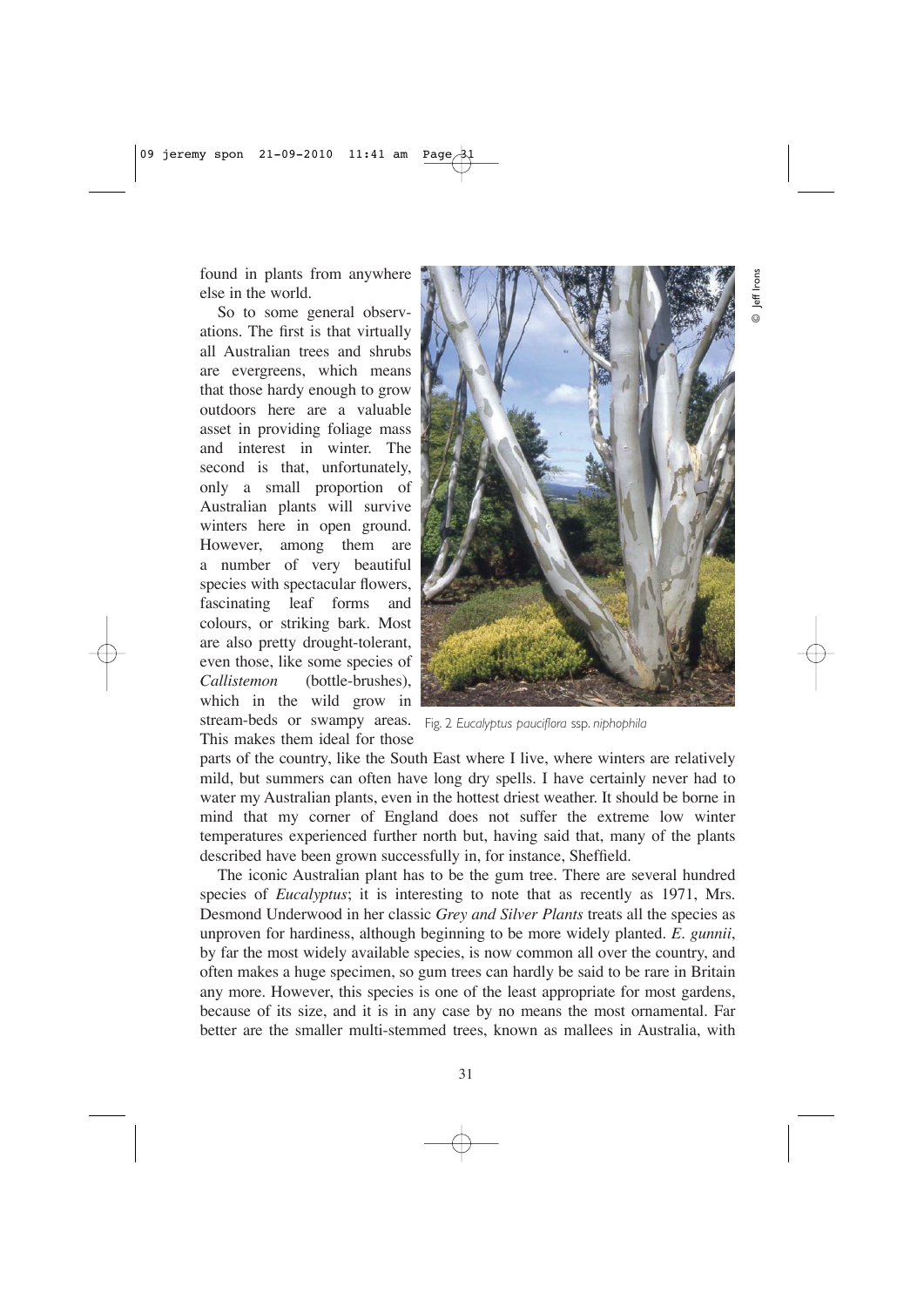found in plants from anywhere else in the world.

So to some general observations. The first is that virtually all Australian trees and shrubs are evergreens, which means that those hardy enough to grow outdoors here are a valuable asset in providing foliage mass and interest in winter. The second is that, unfortunately, only a small proportion of Australian plants will survive winters here in open ground. However, among them are a number of very beautiful species with spectacular flowers, fascinating leaf forms and colours, or striking bark. Most are also pretty drought-tolerant, even those, like some species of *Callistemon* (bottle-brushes), which in the wild grow in stream-beds or swampy areas. This makes them ideal for those parts of the country, like the South East where I live, where winters are relatively mild, but summers can often have long dry spells. I have certainly never had to water my Australian plants, even in the hottest driest weather. It should be borne in mind that my corner of England does not suffer the extreme low winter temperatures experienced further north but, having said that, many of the plants described have been grown successfully in, for instance, Sheffield.

Fig. 2 *Eucalyptus pauciflora* ssp. *niphophila*

© Jeff Irons

The iconic Australian plant has to be the gum tree. There are several hundred species of *Eucalyptus*; it is interesting to note that as recently as 1971, Mrs. Desmond Underwood in her classic *Grey and Silver Plants* treats all the species as unproven for hardiness, although beginning to be more widely planted. *E. gunnii*, by far the most widely available species, is now common all over the country, and often makes a huge specimen, so gum trees can hardly be said to be rare in Britain any more. However, this species is one of the least appropriate for most gardens, because of its size, and it is in any case by no means the most ornamental. Far better are the smaller multi-stemmed trees, known as mallees in Australia, with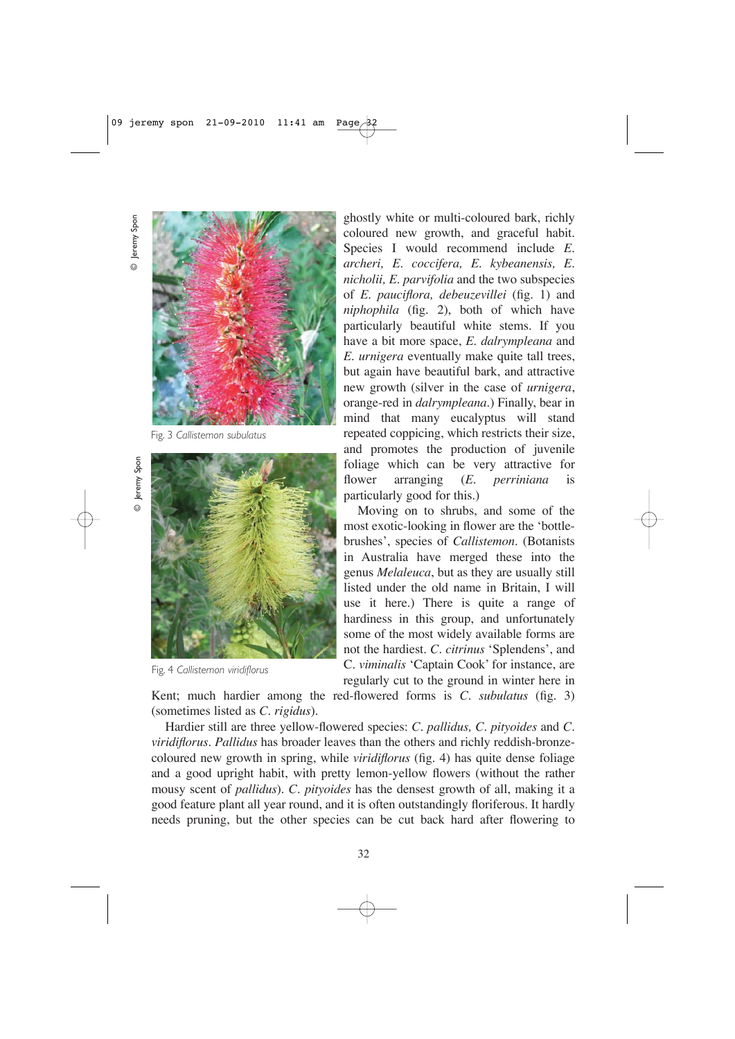Fig. 3 *Callistemon subulatus*

Fig. 4 *Callistemon viridiflorus*

ghostly white or multi-coloured bark, richly coloured new growth, and graceful habit. Species I would recommend include *E. archeri, E. coccifera, E. kybeanensis, E. nicholii, E. parvifolia* and the two subspecies of *E. pauciflora, debeuzevillei* (fig. 1) and *niphophila* (fig. 2), both of which have particularly beautiful white stems. If you have a bit more space, *E. dalrympleana* and *E. urnigera* eventually make quite tall trees, but again have beautiful bark, and attractive new growth (silver in the case of *urnigera*, orange-red in *dalrympleana*.) Finally, bear in mind that many eucalyptus will stand repeated coppicing, which restricts their size, and promotes the production of juvenile foliage which can be very attractive for flower arranging (*E. perriniana* is particularly good for this.)

Moving on to shrubs, and some of the most exotic-looking in flower are the 'bottle-brushes', species of *Callistemon*. (Botanists in Australia have merged these into the genus *Melaleuca*, but as they are usually still listed under the old name in Britain, I will use it here.) There is quite a range of hardiness in this group, and unfortunately some of the most widely available forms are not the hardiest. *C. citrinus* 'Splendens', and C. *viminalis* 'Captain Cook' for instance, are regularly cut to the ground in winter here in Kent; much hardier among the red-flowered forms is *C. subulatus* (fig. 3) (sometimes listed as *C. rigidus*).

Hardier still are three yellow-flowered species: *C. pallidus, C. pityoides* and *C. viridiflorus*. *Pallidus* has broader leaves than the others and richly reddish-bronze-coloured new growth in spring, while *viridiflorus* (fig. 4) has quite dense foliage and a good upright habit, with pretty lemon-yellow flowers (without the rather mousy scent of *pallidus*). *C. pityoides* has the densest growth of all, making it a good feature plant all year round, and it is often outstandingly floriferous. It hardly needs pruning, but the other species can be cut back hard after flowering to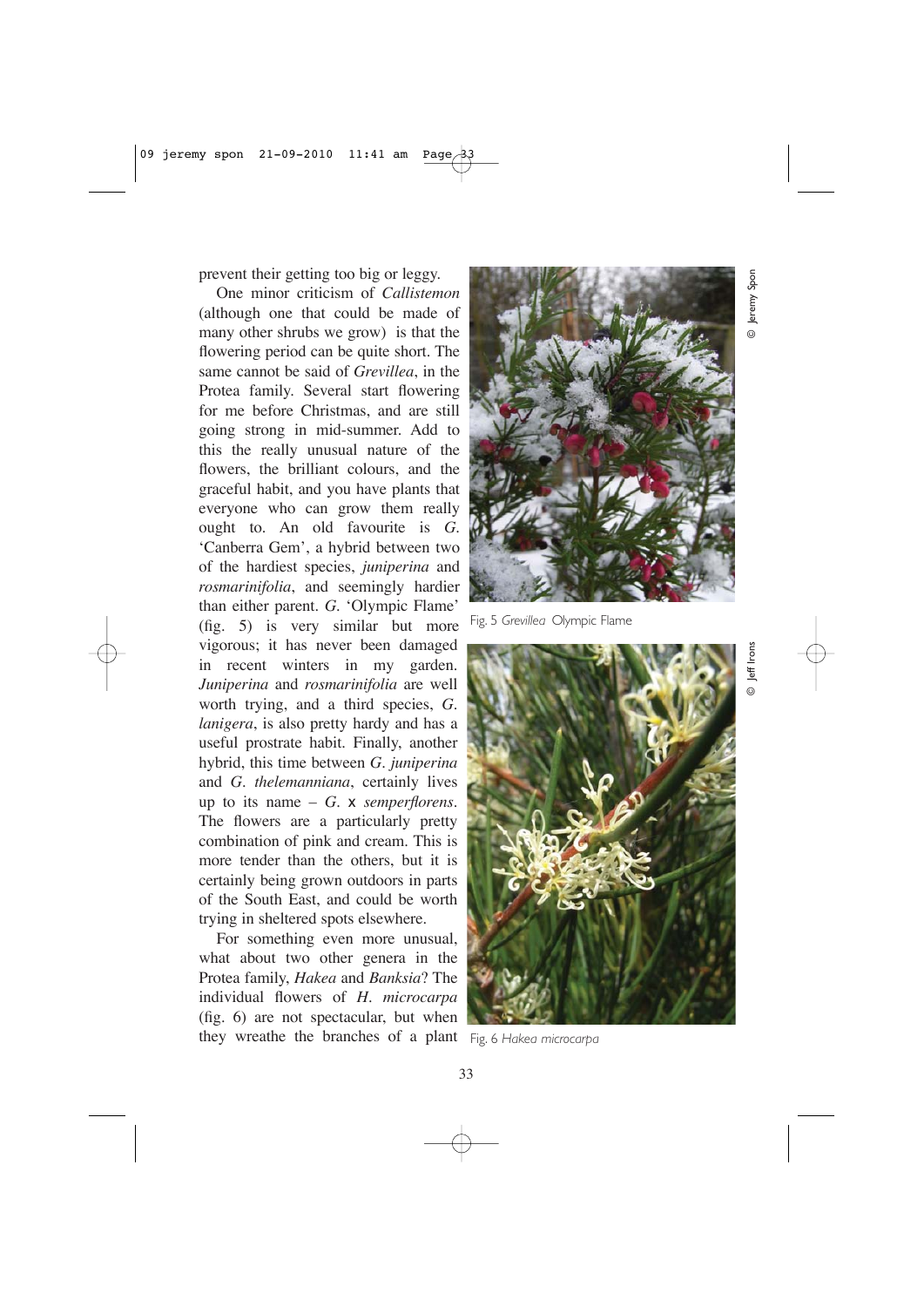prevent their getting too big or leggy.

One minor criticism of *Callistemon* (although one that could be made of many other shrubs we grow) is that the flowering period can be quite short. The same cannot be said of *Grevillea*, in the Protea family. Several start flowering for me before Christmas, and are still going strong in mid-summer. Add to this the really unusual nature of the flowers, the brilliant colours, and the graceful habit, and you have plants that everyone who can grow them really ought to. An old favourite is *G.* 'Canberra Gem', a hybrid between two of the hardiest species, *juniperina* and *rosmarinifolia*, and seemingly hardier than either parent. *G.* 'Olympic Flame' (fig. 5) is very similar but more vigorous; it has never been damaged in recent winters in my garden. *Juniperina* and *rosmarinifolia* are well worth trying, and a third species, *G. lanigera*, is also pretty hardy and has a useful prostrate habit. Finally, another hybrid, this time between *G. juniperina* and *G. thelemanniana*, certainly lives up to its name – *G.* x *semperflorens*. The flowers are a particularly pretty combination of pink and cream. This is more tender than the others, but it is certainly being grown outdoors in parts of the South East, and could be worth trying in sheltered spots elsewhere.

For something even more unusual, what about two other genera in the Protea family, *Hakea* and *Banksia*? The individual flowers of *H. microcarpa* (fig. 6) are not spectacular, but when they wreathe the branches of a plant

© Jeremy Spon

Fig. 5 *Grevillea* Olympic Flame

© Jeff Irons

Fig. 6 *Hakea microcarpa*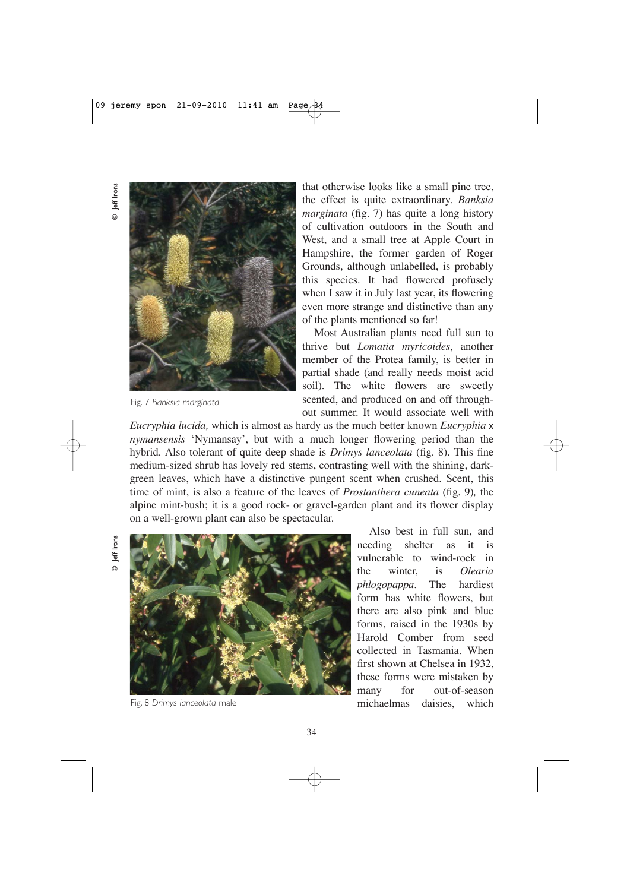that otherwise looks like a small pine tree, the effect is quite extraordinary. *Banksia marginata* (fig. 7) has quite a long history of cultivation outdoors in the South and West, and a small tree at Apple Court in Hampshire, the former garden of Roger Grounds, although unlabelled, is probably this species. It had flowered profusely when I saw it in July last year, its flowering even more strange and distinctive than any of the plants mentioned so far!

Fig. 7 *Banksia marginata*

Most Australian plants need full sun to thrive but *Lomatia myricoides*, another member of the Protea family, is better in partial shade (and really needs moist acid soil). The white flowers are sweetly scented, and produced on and off throughout summer. It would associate well with *Eucryphia lucida,* which is almost as hardy as the much better known *Eucryphia* x *nymansensis* 'Nymansay', but with a much longer flowering period than the hybrid. Also tolerant of quite deep shade is *Drimys lanceolata* (fig. 8). This fine medium-sized shrub has lovely red stems, contrasting well with the shining, dark-green leaves, which have a distinctive pungent scent when crushed. Scent, this time of mint, is also a feature of the leaves of *Prostanthera cuneata* (fig. 9), the alpine mint-bush; it is a good rock- or gravel-garden plant and its flower display on a well-grown plant can also be spectacular.

Also best in full sun, and needing shelter as it is vulnerable to wind-rock in the winter, is *Olearia phlogopappa*. The hardiest form has white flowers, but there are also pink and blue forms, raised in the 1930s by Harold Comber from seed collected in Tasmania. When first shown at Chelsea in 1932, these forms were mistaken by many for out-of-season michaelmas daisies, which

Fig. 8 *Drimys lanceolata* male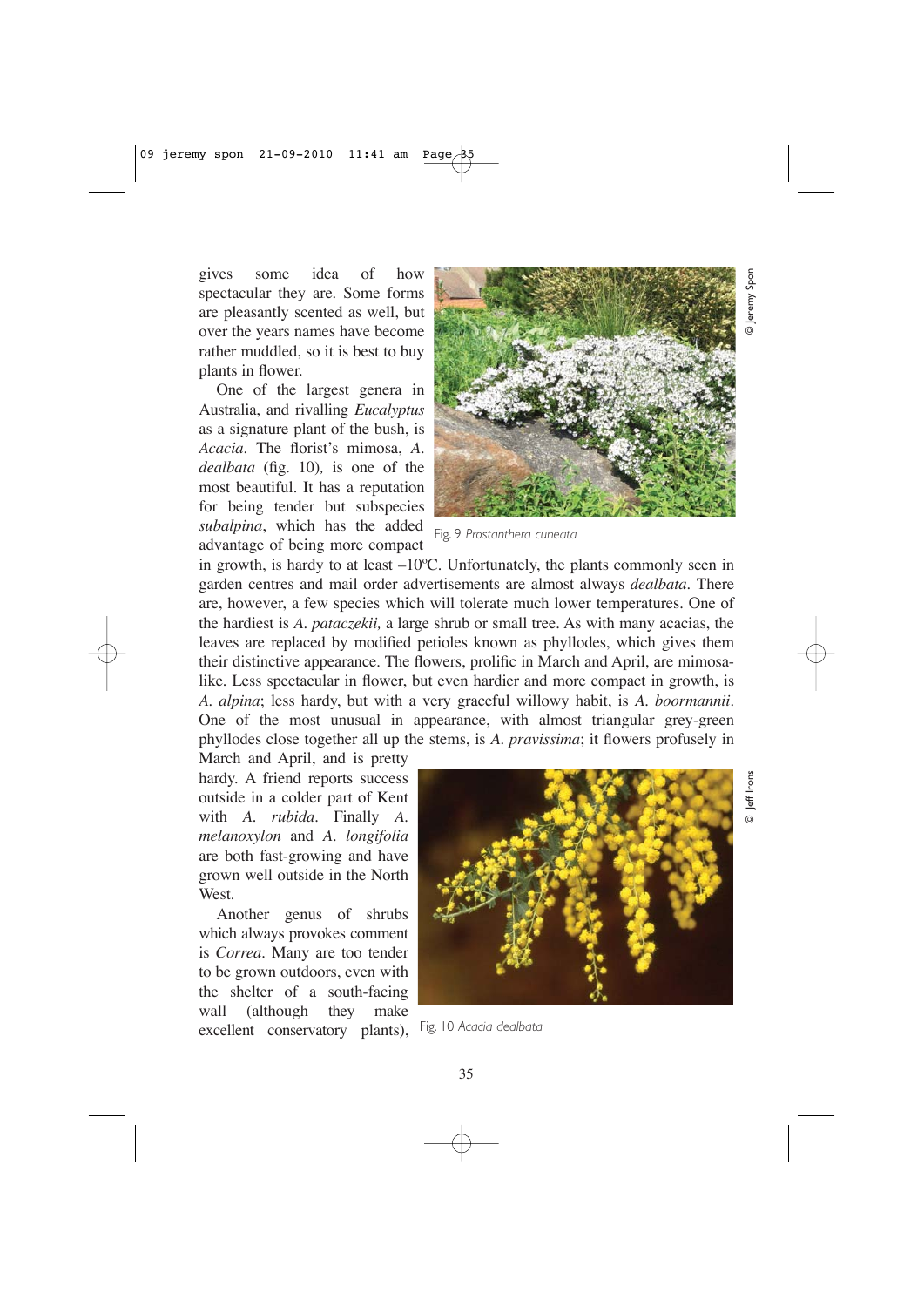gives some idea of how spectacular they are. Some forms are pleasantly scented as well, but over the years names have become rather muddled, so it is best to buy plants in flower.

One of the largest genera in Australia, and rivalling *Eucalyptus* as a signature plant of the bush, is *Acacia*. The florist's mimosa, *A. dealbata* (fig. 10), is one of the most beautiful. It has a reputation for being tender but subspecies *subalpina*, which has the added advantage of being more compact in growth, is hardy to at least –10ºC. Unfortunately, the plants commonly seen in garden centres and mail order advertisements are almost always *dealbata*. There are, however, a few species which will tolerate much lower temperatures. One of the hardiest is *A. pataczekii,* a large shrub or small tree. As with many acacias, the leaves are replaced by modified petioles known as phyllodes, which gives them their distinctive appearance. The flowers, prolific in March and April, are mimosa-like. Less spectacular in flower, but even hardier and more compact in growth, is *A. alpina*; less hardy, but with a very graceful willowy habit, is *A. boormannii*. One of the most unusual in appearance, with almost triangular grey-green phyllodes close together all up the stems, is *A. pravissima*; it flowers profusely in March and April, and is pretty hardy. A friend reports success outside in a colder part of Kent with *A. rubida*. Finally *A. melanoxylon* and *A. longifolia* are both fast-growing and have grown well outside in the North West.

Another genus of shrubs which always provokes comment is *Correa*. Many are too tender to be grown outdoors, even with the shelter of a south-facing wall (although they make excellent conservatory plants),

© Jeremy Spon

Fig. 9 *Prostanthera cuneata*

© Jeff Irons

Fig. 10 *Acacia dealbata*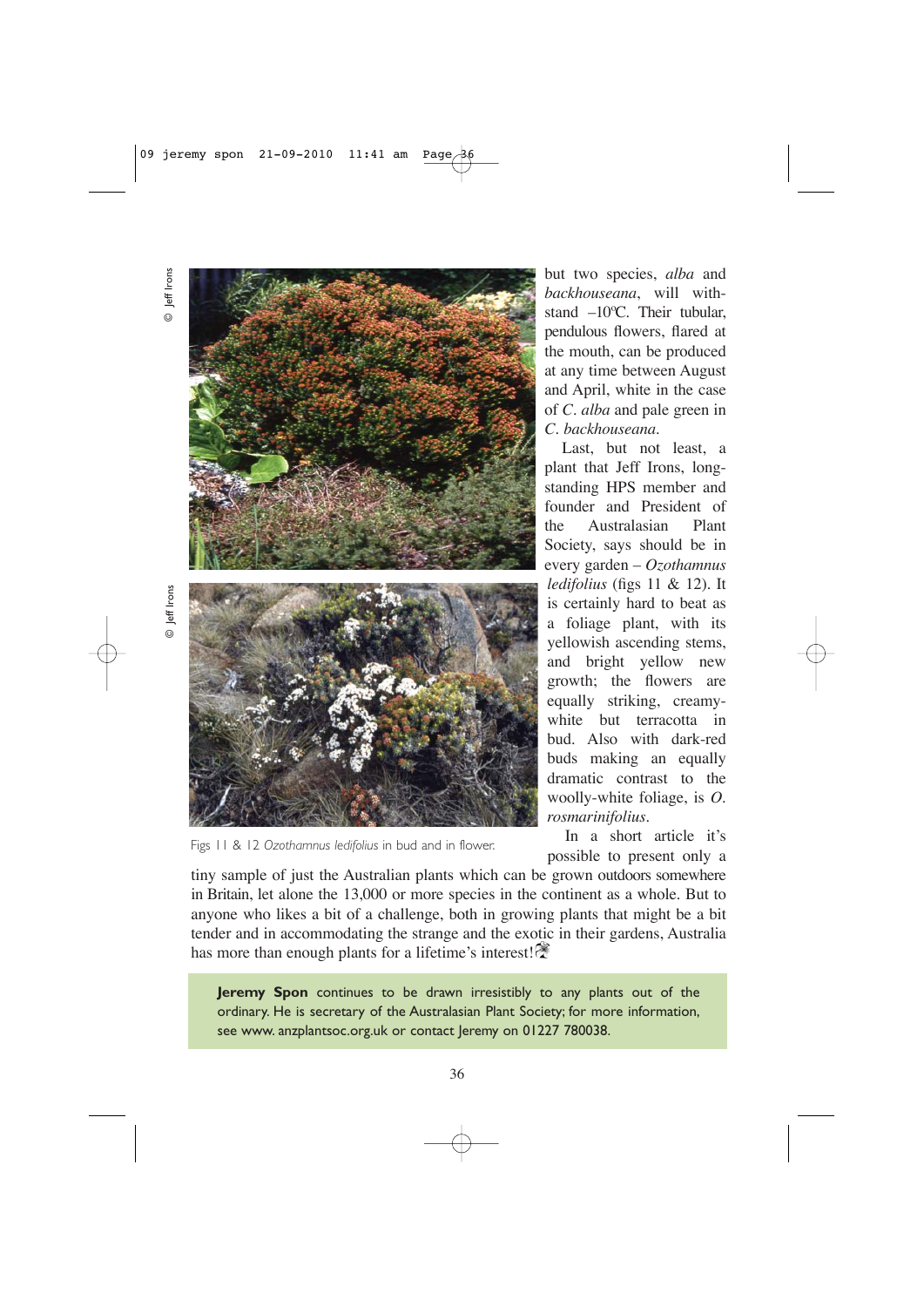but two species, *alba* and *backhouseana*, will withstand –10ºC. Their tubular, pendulous flowers, flared at the mouth, can be produced at any time between August and April, white in the case of *C. alba* and pale green in *C. backhouseana*.

Last, but not least, a plant that Jeff Irons, long-standing HPS member and founder and President of the Australasian Plant Society, says should be in every garden – *Ozothamnus ledifolius* (figs 11 & 12). It is certainly hard to beat as a foliage plant, with its yellowish ascending stems, and bright yellow new growth; the flowers are equally striking, creamy-white but terracotta in bud. Also with dark-red buds making an equally dramatic contrast to the woolly-white foliage, is *O. rosmarinifolius*.

In a short article it's possible to present only a tiny sample of just the Australian plants which can be grown outdoors somewhere in Britain, let alone the 13,000 or more species in the continent as a whole. But to anyone who likes a bit of a challenge, both in growing plants that might be a bit tender and in accommodating the strange and the exotic in their gardens, Australia has more than enough plants for a lifetime's interest!

© Jeff Irons

© Jeff Irons

Figs 11 & 12 *Ozothamnus ledifolius* in bud and in flower.

**Jeremy Spon** continues to be drawn irresistibly to any plants out of the ordinary. He is secretary of the Australasian Plant Society; for more information, see www.anzplantsoc.org.uk or contact Jeremy on 01227 780038.